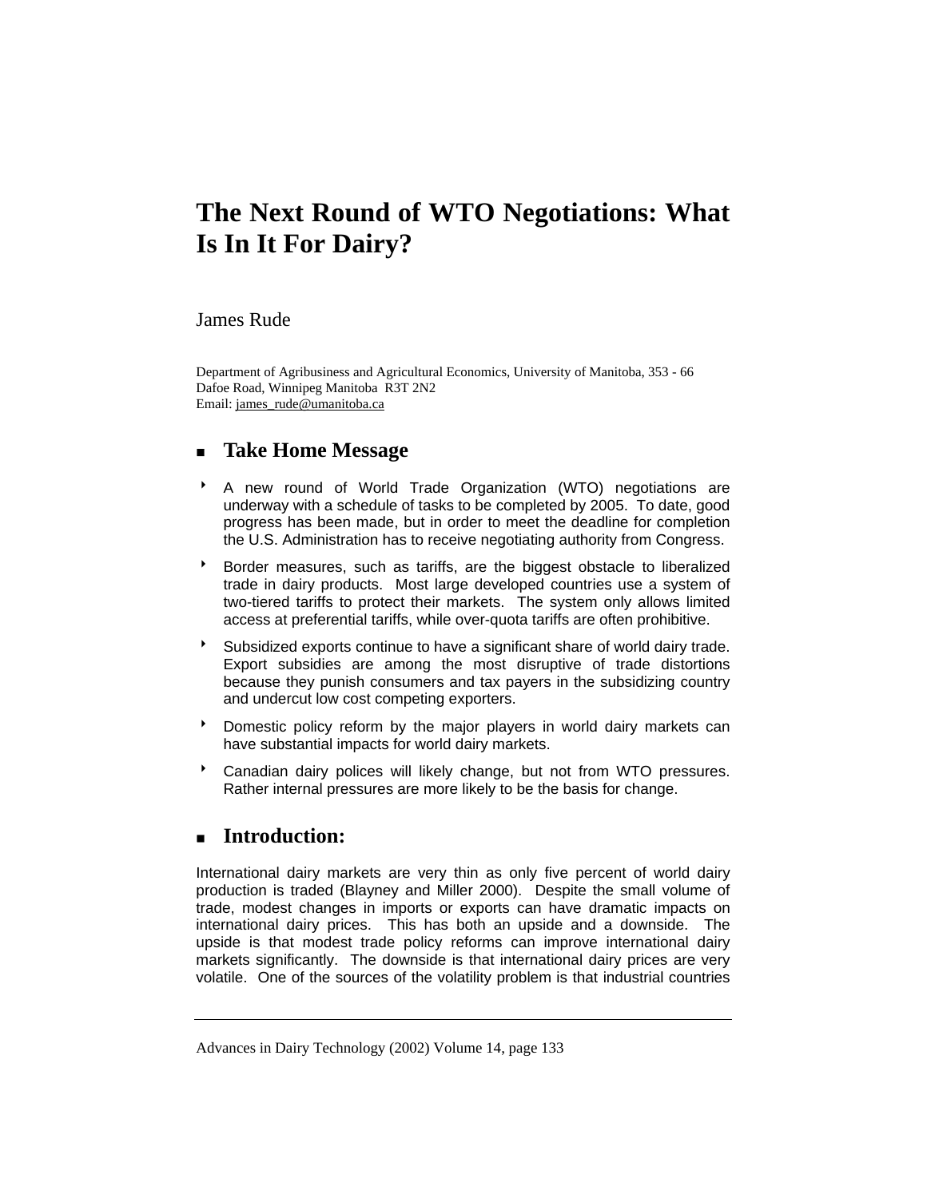# The Next Round of WTO Negotiations: What Is In It For Dairy?

James Rude

Department of Agribusiness and Agricultural Economics, University of Manitoba, 353 - 66 Dafoe Road, Winnipeg Manitoba R3T 2N2
Email: james_rude@umanitoba.ca

## Take Home Message

- A new round of World Trade Organization (WTO) negotiations are underway with a schedule of tasks to be completed by 2005. To date, good progress has been made, but in order to meet the deadline for completion the U.S. Administration has to receive negotiating authority from Congress.
- Border measures, such as tariffs, are the biggest obstacle to liberalized trade in dairy products. Most large developed countries use a system of two-tiered tariffs to protect their markets. The system only allows limited access at preferential tariffs, while over-quota tariffs are often prohibitive.
- Subsidized exports continue to have a significant share of world dairy trade. Export subsidies are among the most disruptive of trade distortions because they punish consumers and tax payers in the subsidizing country and undercut low cost competing exporters.
- Domestic policy reform by the major players in world dairy markets can have substantial impacts for world dairy markets.
- Canadian dairy polices will likely change, but not from WTO pressures. Rather internal pressures are more likely to be the basis for change.

## Introduction:

International dairy markets are very thin as only five percent of world dairy production is traded (Blayney and Miller 2000). Despite the small volume of trade, modest changes in imports or exports can have dramatic impacts on international dairy prices. This has both an upside and a downside. The upside is that modest trade policy reforms can improve international dairy markets significantly. The downside is that international dairy prices are very volatile. One of the sources of the volatility problem is that industrial countries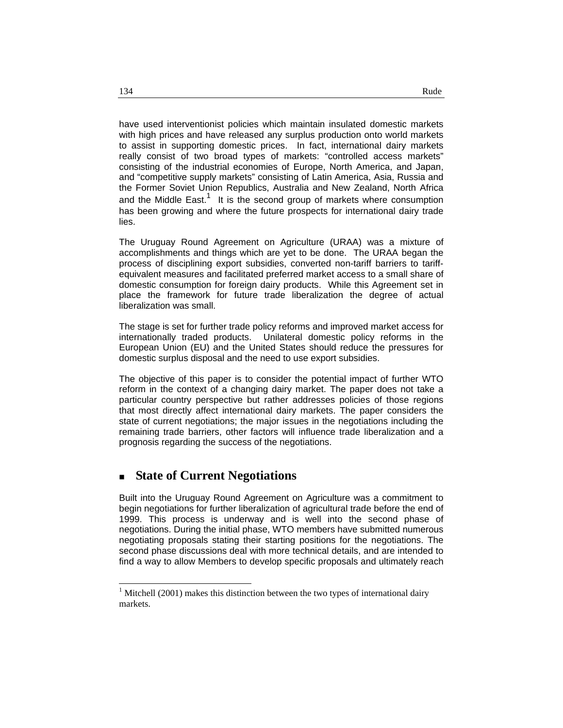have used interventionist policies which maintain insulated domestic markets with high prices and have released any surplus production onto world markets to assist in supporting domestic prices. In fact, international dairy markets really consist of two broad types of markets: "controlled access markets" consisting of the industrial economies of Europe, North America, and Japan, and "competitive supply markets" consisting of Latin America, Asia, Russia and the Former Soviet Union Republics, Australia and New Zealand, North Africa and the Middle East.[1] It is the second group of markets where consumption has been growing and where the future prospects for international dairy trade lies.

The Uruguay Round Agreement on Agriculture (URAA) was a mixture of accomplishments and things which are yet to be done. The URAA began the process of disciplining export subsidies, converted non-tariff barriers to tariff-equivalent measures and facilitated preferred market access to a small share of domestic consumption for foreign dairy products. While this Agreement set in place the framework for future trade liberalization the degree of actual liberalization was small.

The stage is set for further trade policy reforms and improved market access for internationally traded products. Unilateral domestic policy reforms in the European Union (EU) and the United States should reduce the pressures for domestic surplus disposal and the need to use export subsidies.

The objective of this paper is to consider the potential impact of further WTO reform in the context of a changing dairy market. The paper does not take a particular country perspective but rather addresses policies of those regions that most directly affect international dairy markets. The paper considers the state of current negotiations; the major issues in the negotiations including the remaining trade barriers, other factors will influence trade liberalization and a prognosis regarding the success of the negotiations.

## State of Current Negotiations

Built into the Uruguay Round Agreement on Agriculture was a commitment to begin negotiations for further liberalization of agricultural trade before the end of 1999. This process is underway and is well into the second phase of negotiations. During the initial phase, WTO members have submitted numerous negotiating proposals stating their starting positions for the negotiations. The second phase discussions deal with more technical details, and are intended to find a way to allow Members to develop specific proposals and ultimately reach

[1] Mitchell (2001) makes this distinction between the two types of international dairy markets.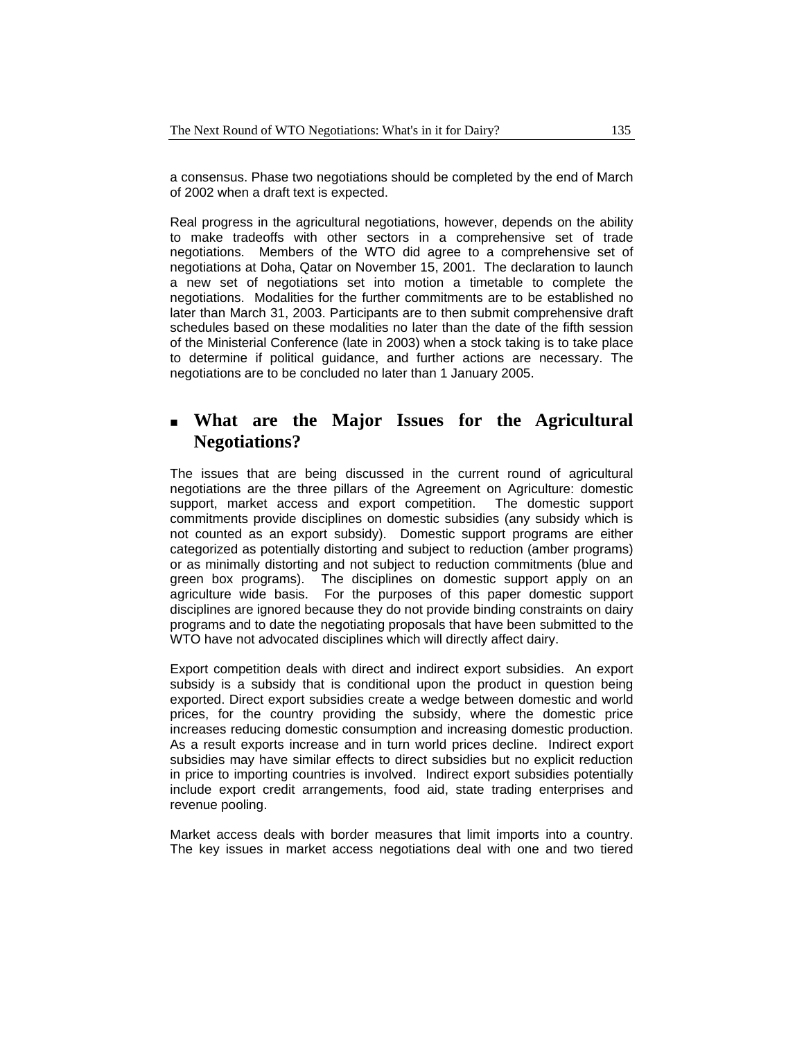a consensus. Phase two negotiations should be completed by the end of March of 2002 when a draft text is expected.

Real progress in the agricultural negotiations, however, depends on the ability to make tradeoffs with other sectors in a comprehensive set of trade negotiations. Members of the WTO did agree to a comprehensive set of negotiations at Doha, Qatar on November 15, 2001. The declaration to launch a new set of negotiations set into motion a timetable to complete the negotiations. Modalities for the further commitments are to be established no later than March 31, 2003. Participants are to then submit comprehensive draft schedules based on these modalities no later than the date of the fifth session of the Ministerial Conference (late in 2003) when a stock taking is to take place to determine if political guidance, and further actions are necessary. The negotiations are to be concluded no later than 1 January 2005.

## What are the Major Issues for the Agricultural Negotiations?

The issues that are being discussed in the current round of agricultural negotiations are the three pillars of the Agreement on Agriculture: domestic support, market access and export competition. The domestic support commitments provide disciplines on domestic subsidies (any subsidy which is not counted as an export subsidy). Domestic support programs are either categorized as potentially distorting and subject to reduction (amber programs) or as minimally distorting and not subject to reduction commitments (blue and green box programs). The disciplines on domestic support apply on an agriculture wide basis. For the purposes of this paper domestic support disciplines are ignored because they do not provide binding constraints on dairy programs and to date the negotiating proposals that have been submitted to the WTO have not advocated disciplines which will directly affect dairy.

Export competition deals with direct and indirect export subsidies. An export subsidy is a subsidy that is conditional upon the product in question being exported. Direct export subsidies create a wedge between domestic and world prices, for the country providing the subsidy, where the domestic price increases reducing domestic consumption and increasing domestic production. As a result exports increase and in turn world prices decline. Indirect export subsidies may have similar effects to direct subsidies but no explicit reduction in price to importing countries is involved. Indirect export subsidies potentially include export credit arrangements, food aid, state trading enterprises and revenue pooling.

Market access deals with border measures that limit imports into a country. The key issues in market access negotiations deal with one and two tiered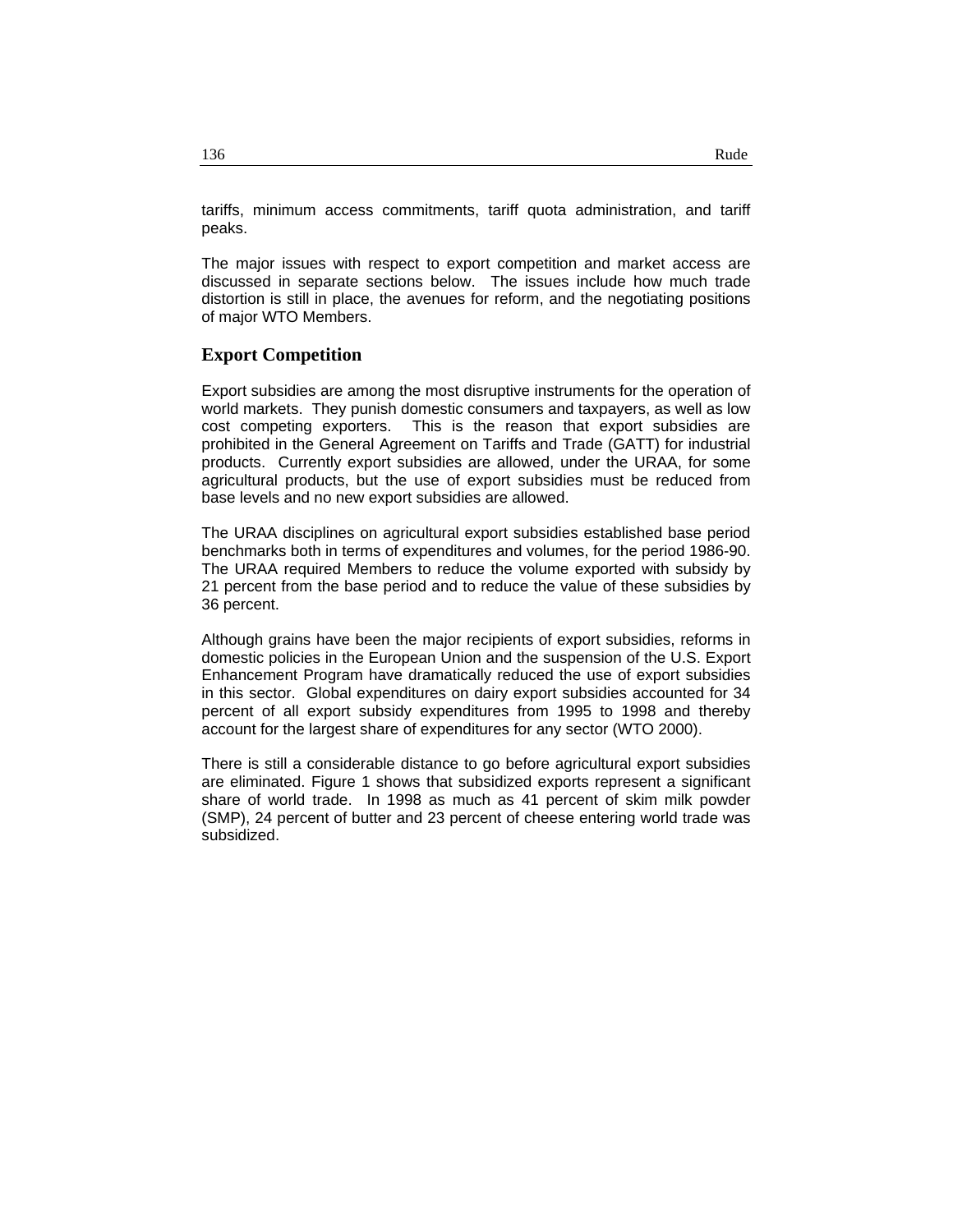tariffs, minimum access commitments, tariff quota administration, and tariff peaks.

The major issues with respect to export competition and market access are discussed in separate sections below. The issues include how much trade distortion is still in place, the avenues for reform, and the negotiating positions of major WTO Members.

## Export Competition

Export subsidies are among the most disruptive instruments for the operation of world markets. They punish domestic consumers and taxpayers, as well as low cost competing exporters. This is the reason that export subsidies are prohibited in the General Agreement on Tariffs and Trade (GATT) for industrial products. Currently export subsidies are allowed, under the URAA, for some agricultural products, but the use of export subsidies must be reduced from base levels and no new export subsidies are allowed.

The URAA disciplines on agricultural export subsidies established base period benchmarks both in terms of expenditures and volumes, for the period 1986-90. The URAA required Members to reduce the volume exported with subsidy by 21 percent from the base period and to reduce the value of these subsidies by 36 percent.

Although grains have been the major recipients of export subsidies, reforms in domestic policies in the European Union and the suspension of the U.S. Export Enhancement Program have dramatically reduced the use of export subsidies in this sector. Global expenditures on dairy export subsidies accounted for 34 percent of all export subsidy expenditures from 1995 to 1998 and thereby account for the largest share of expenditures for any sector (WTO 2000).

There is still a considerable distance to go before agricultural export subsidies are eliminated. Figure 1 shows that subsidized exports represent a significant share of world trade. In 1998 as much as 41 percent of skim milk powder (SMP), 24 percent of butter and 23 percent of cheese entering world trade was subsidized.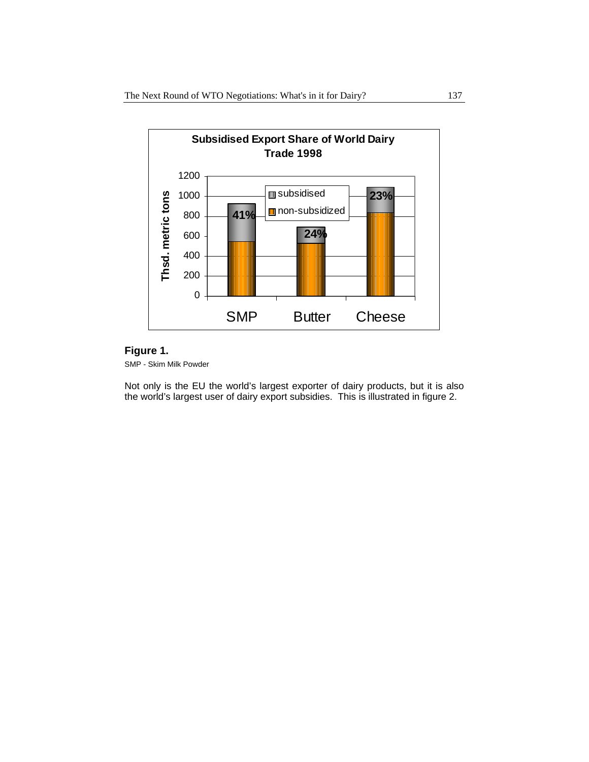**Subsidised Export Share of World Dairy Trade 1998**

| | Non-subsidized (approx., thsd. metric tons) | Subsidised (approx., thsd. metric tons) | Subsidised share |
|---|---|---|---|
| SMP | ~550 | ~380 | 41% |
| Butter | ~530 | ~170 | 24% |
| Cheese | ~840 | ~250 | 23% |

Approximate values read from the bar chart; only the percentages are labelled in the original.

**Figure 1.**

SMP - Skim Milk Powder

Not only is the EU the world's largest exporter of dairy products, but it is also the world's largest user of dairy export subsidies. This is illustrated in figure 2.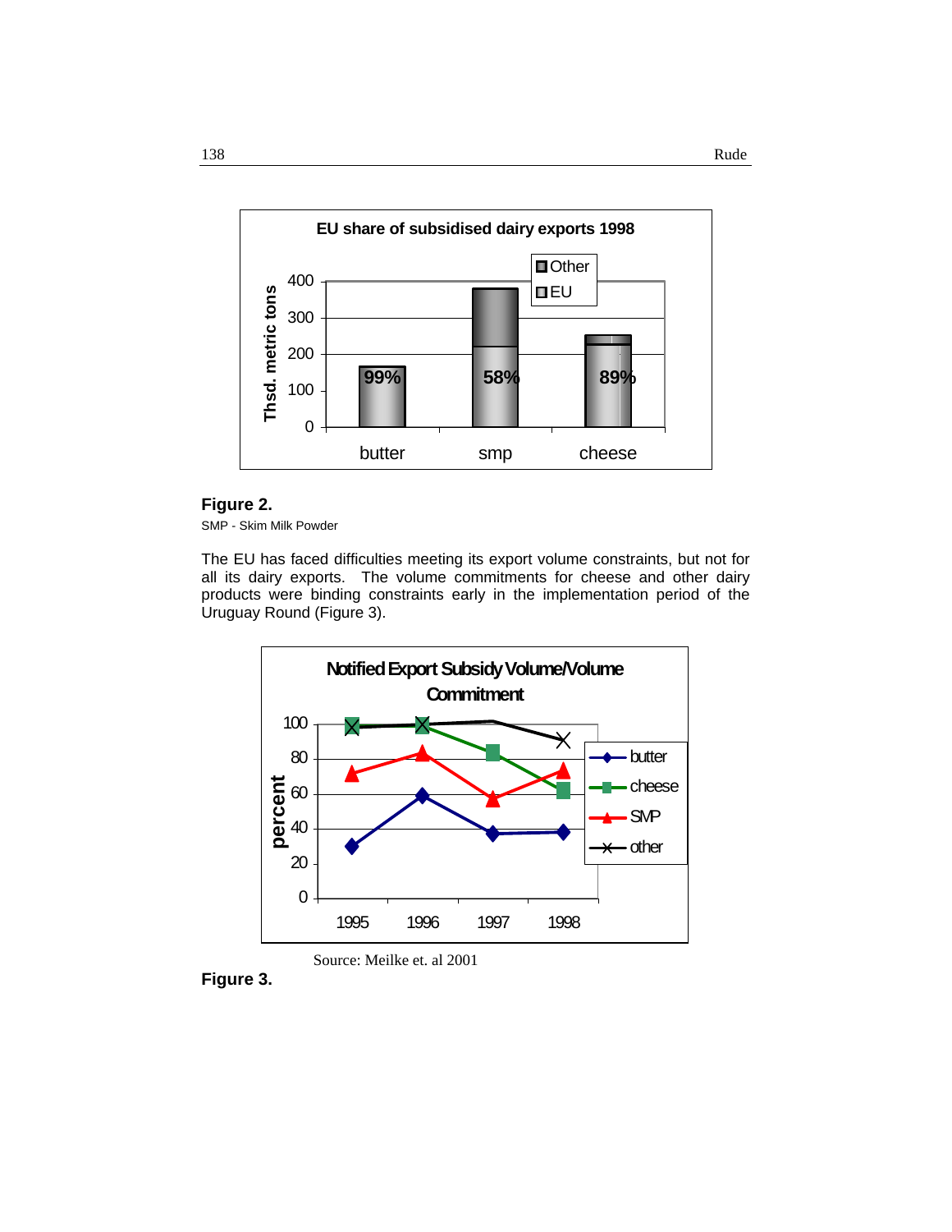**Figure 2.**

SMP - Skim Milk Powder

The EU has faced difficulties meeting its export volume constraints, but not for all its dairy exports. The volume commitments for cheese and other dairy products were binding constraints early in the implementation period of the Uruguay Round (Figure 3).

Source: Meilke et. al 2001

**Figure 3.**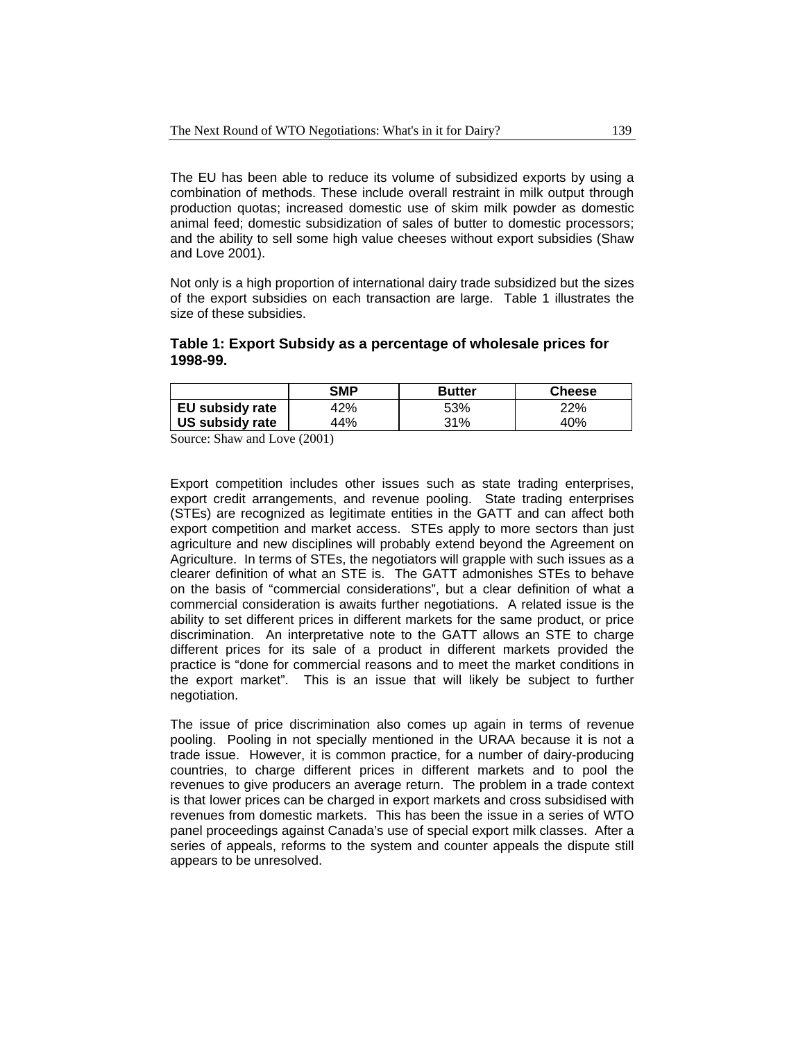The EU has been able to reduce its volume of subsidized exports by using a combination of methods. These include overall restraint in milk output through production quotas; increased domestic use of skim milk powder as domestic animal feed; domestic subsidization of sales of butter to domestic processors; and the ability to sell some high value cheeses without export subsidies (Shaw and Love 2001).

Not only is a high proportion of international dairy trade subsidized but the sizes of the export subsidies on each transaction are large. Table 1 illustrates the size of these subsidies.

### Table 1: Export Subsidy as a percentage of wholesale prices for 1998-99.

| | SMP | Butter | Cheese |
|---|---|---|---|
| **EU subsidy rate** | 42% | 53% | 22% |
| **US subsidy rate** | 44% | 31% | 40% |

Source: Shaw and Love (2001)

Export competition includes other issues such as state trading enterprises, export credit arrangements, and revenue pooling. State trading enterprises (STEs) are recognized as legitimate entities in the GATT and can affect both export competition and market access. STEs apply to more sectors than just agriculture and new disciplines will probably extend beyond the Agreement on Agriculture. In terms of STEs, the negotiators will grapple with such issues as a clearer definition of what an STE is. The GATT admonishes STEs to behave on the basis of "commercial considerations", but a clear definition of what a commercial consideration is awaits further negotiations. A related issue is the ability to set different prices in different markets for the same product, or price discrimination. An interpretative note to the GATT allows an STE to charge different prices for its sale of a product in different markets provided the practice is "done for commercial reasons and to meet the market conditions in the export market". This is an issue that will likely be subject to further negotiation.

The issue of price discrimination also comes up again in terms of revenue pooling. Pooling in not specially mentioned in the URAA because it is not a trade issue. However, it is common practice, for a number of dairy-producing countries, to charge different prices in different markets and to pool the revenues to give producers an average return. The problem in a trade context is that lower prices can be charged in export markets and cross subsidised with revenues from domestic markets. This has been the issue in a series of WTO panel proceedings against Canada's use of special export milk classes. After a series of appeals, reforms to the system and counter appeals the dispute still appears to be unresolved.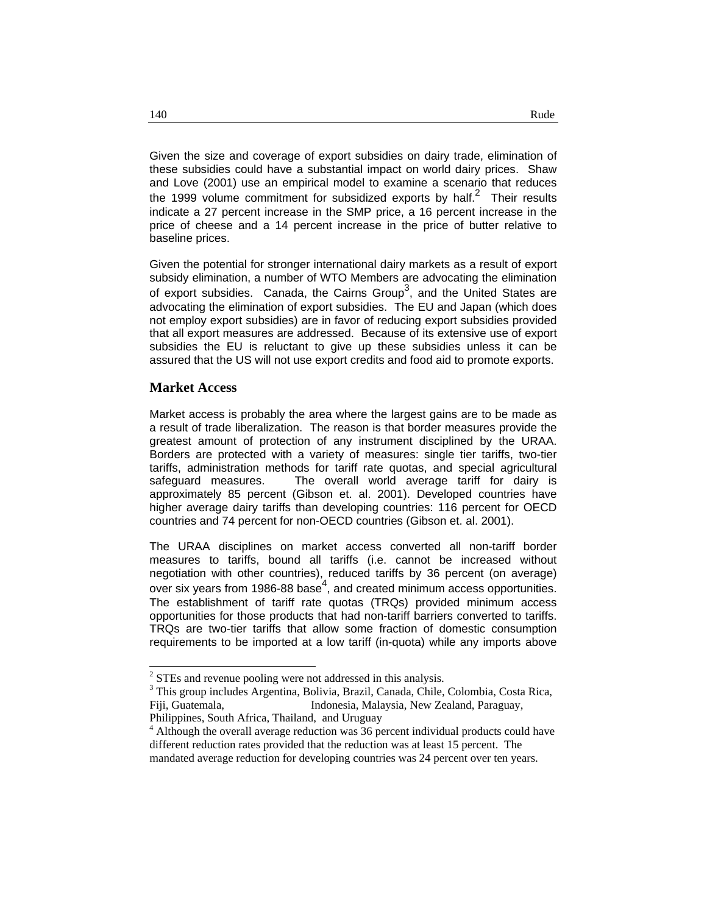Given the size and coverage of export subsidies on dairy trade, elimination of these subsidies could have a substantial impact on world dairy prices. Shaw and Love (2001) use an empirical model to examine a scenario that reduces the 1999 volume commitment for subsidized exports by half.[2] Their results indicate a 27 percent increase in the SMP price, a 16 percent increase in the price of cheese and a 14 percent increase in the price of butter relative to baseline prices.

Given the potential for stronger international dairy markets as a result of export subsidy elimination, a number of WTO Members are advocating the elimination of export subsidies. Canada, the Cairns Group[3], and the United States are advocating the elimination of export subsidies. The EU and Japan (which does not employ export subsidies) are in favor of reducing export subsidies provided that all export measures are addressed. Because of its extensive use of export subsidies the EU is reluctant to give up these subsidies unless it can be assured that the US will not use export credits and food aid to promote exports.

## Market Access

Market access is probably the area where the largest gains are to be made as a result of trade liberalization. The reason is that border measures provide the greatest amount of protection of any instrument disciplined by the URAA. Borders are protected with a variety of measures: single tier tariffs, two-tier tariffs, administration methods for tariff rate quotas, and special agricultural safeguard measures. The overall world average tariff for dairy is approximately 85 percent (Gibson et. al. 2001). Developed countries have higher average dairy tariffs than developing countries: 116 percent for OECD countries and 74 percent for non-OECD countries (Gibson et. al. 2001).

The URAA disciplines on market access converted all non-tariff border measures to tariffs, bound all tariffs (i.e. cannot be increased without negotiation with other countries), reduced tariffs by 36 percent (on average) over six years from 1986-88 base[4], and created minimum access opportunities. The establishment of tariff rate quotas (TRQs) provided minimum access opportunities for those products that had non-tariff barriers converted to tariffs. TRQs are two-tier tariffs that allow some fraction of domestic consumption requirements to be imported at a low tariff (in-quota) while any imports above

---

[2] STEs and revenue pooling were not addressed in this analysis.

[3] This group includes Argentina, Bolivia, Brazil, Canada, Chile, Colombia, Costa Rica, Fiji, Guatemala, Indonesia, Malaysia, New Zealand, Paraguay, Philippines, South Africa, Thailand, and Uruguay

[4] Although the overall average reduction was 36 percent individual products could have different reduction rates provided that the reduction was at least 15 percent. The mandated average reduction for developing countries was 24 percent over ten years.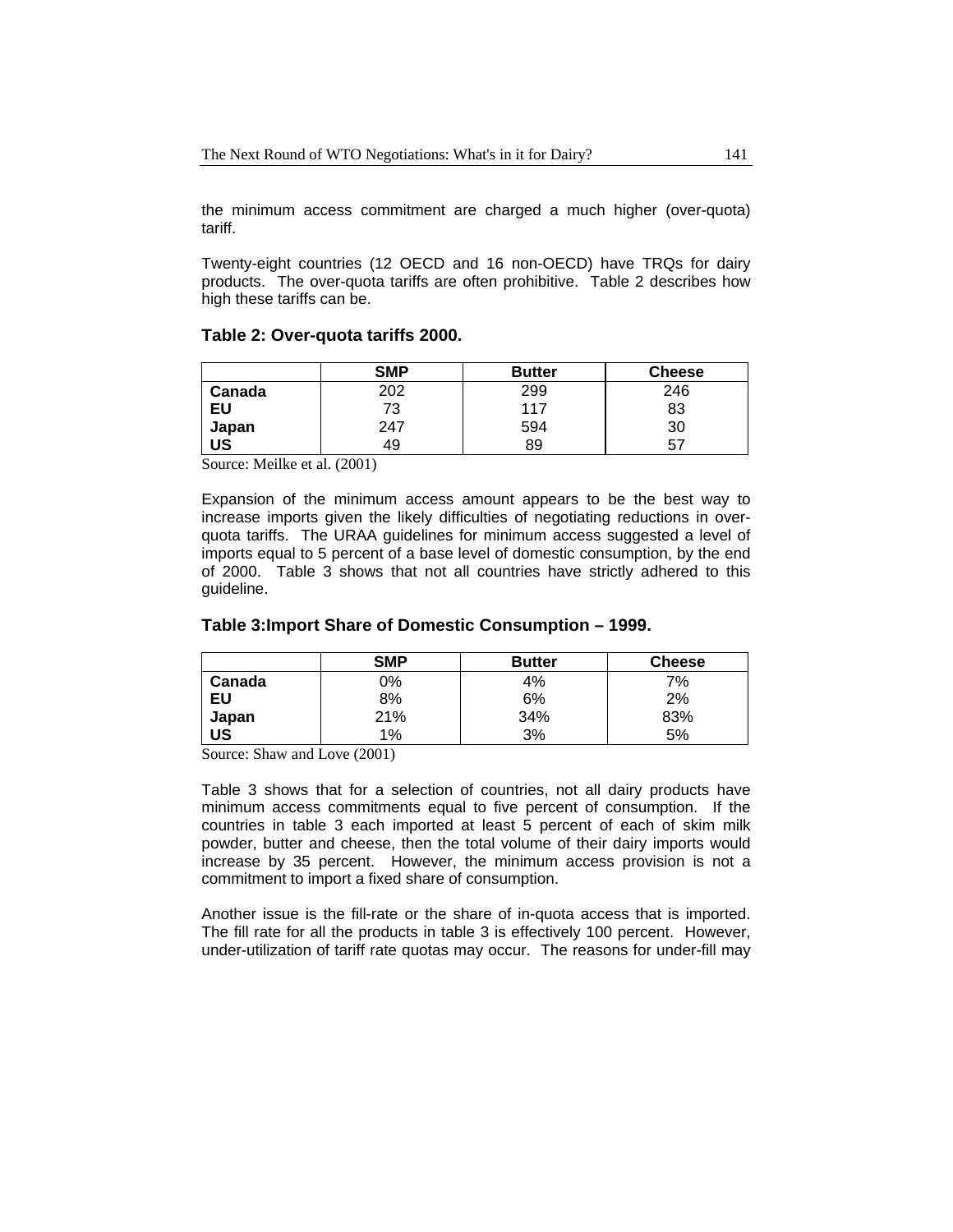the minimum access commitment are charged a much higher (over-quota) tariff.

Twenty-eight countries (12 OECD and 16 non-OECD) have TRQs for dairy products. The over-quota tariffs are often prohibitive. Table 2 describes how high these tariffs can be.

### Table 2: Over-quota tariffs 2000.

| | SMP | Butter | Cheese |
|---|---|---|---|
| **Canada** | 202 | 299 | 246 |
| **EU** | 73 | 117 | 83 |
| **Japan** | 247 | 594 | 30 |
| **US** | 49 | 89 | 57 |

Source: Meilke et al. (2001)

Expansion of the minimum access amount appears to be the best way to increase imports given the likely difficulties of negotiating reductions in over-quota tariffs. The URAA guidelines for minimum access suggested a level of imports equal to 5 percent of a base level of domestic consumption, by the end of 2000. Table 3 shows that not all countries have strictly adhered to this guideline.

### Table 3:Import Share of Domestic Consumption – 1999.

| | SMP | Butter | Cheese |
|---|---|---|---|
| **Canada** | 0% | 4% | 7% |
| **EU** | 8% | 6% | 2% |
| **Japan** | 21% | 34% | 83% |
| **US** | 1% | 3% | 5% |

Source: Shaw and Love (2001)

Table 3 shows that for a selection of countries, not all dairy products have minimum access commitments equal to five percent of consumption. If the countries in table 3 each imported at least 5 percent of each of skim milk powder, butter and cheese, then the total volume of their dairy imports would increase by 35 percent. However, the minimum access provision is not a commitment to import a fixed share of consumption.

Another issue is the fill-rate or the share of in-quota access that is imported. The fill rate for all the products in table 3 is effectively 100 percent. However, under-utilization of tariff rate quotas may occur. The reasons for under-fill may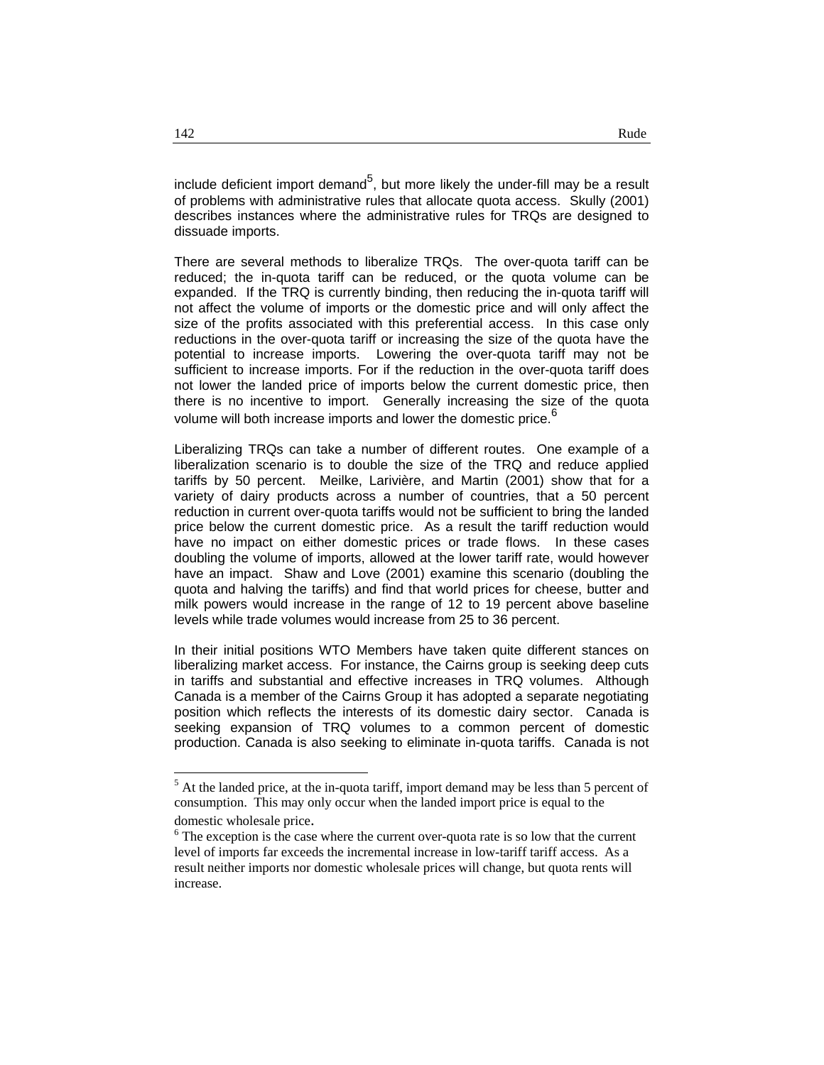include deficient import demand[5], but more likely the under-fill may be a result of problems with administrative rules that allocate quota access. Skully (2001) describes instances where the administrative rules for TRQs are designed to dissuade imports.

There are several methods to liberalize TRQs. The over-quota tariff can be reduced; the in-quota tariff can be reduced, or the quota volume can be expanded. If the TRQ is currently binding, then reducing the in-quota tariff will not affect the volume of imports or the domestic price and will only affect the size of the profits associated with this preferential access. In this case only reductions in the over-quota tariff or increasing the size of the quota have the potential to increase imports. Lowering the over-quota tariff may not be sufficient to increase imports. For if the reduction in the over-quota tariff does not lower the landed price of imports below the current domestic price, then there is no incentive to import. Generally increasing the size of the quota volume will both increase imports and lower the domestic price.[6]

Liberalizing TRQs can take a number of different routes. One example of a liberalization scenario is to double the size of the TRQ and reduce applied tariffs by 50 percent. Meilke, Larivière, and Martin (2001) show that for a variety of dairy products across a number of countries, that a 50 percent reduction in current over-quota tariffs would not be sufficient to bring the landed price below the current domestic price. As a result the tariff reduction would have no impact on either domestic prices or trade flows. In these cases doubling the volume of imports, allowed at the lower tariff rate, would however have an impact. Shaw and Love (2001) examine this scenario (doubling the quota and halving the tariffs) and find that world prices for cheese, butter and milk powers would increase in the range of 12 to 19 percent above baseline levels while trade volumes would increase from 25 to 36 percent.

In their initial positions WTO Members have taken quite different stances on liberalizing market access. For instance, the Cairns group is seeking deep cuts in tariffs and substantial and effective increases in TRQ volumes. Although Canada is a member of the Cairns Group it has adopted a separate negotiating position which reflects the interests of its domestic dairy sector. Canada is seeking expansion of TRQ volumes to a common percent of domestic production. Canada is also seeking to eliminate in-quota tariffs. Canada is not

---

[5] At the landed price, at the in-quota tariff, import demand may be less than 5 percent of consumption. This may only occur when the landed import price is equal to the domestic wholesale price.

[6] The exception is the case where the current over-quota rate is so low that the current level of imports far exceeds the incremental increase in low-tariff tariff access. As a result neither imports nor domestic wholesale prices will change, but quota rents will increase.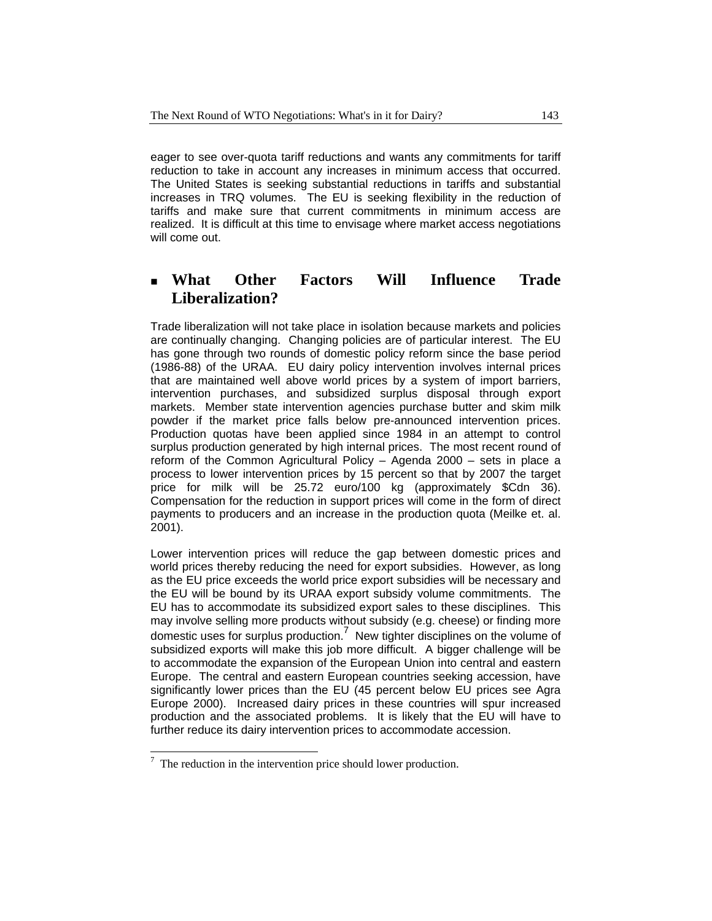eager to see over-quota tariff reductions and wants any commitments for tariff reduction to take in account any increases in minimum access that occurred. The United States is seeking substantial reductions in tariffs and substantial increases in TRQ volumes. The EU is seeking flexibility in the reduction of tariffs and make sure that current commitments in minimum access are realized. It is difficult at this time to envisage where market access negotiations will come out.

## What Other Factors Will Influence Trade Liberalization?

Trade liberalization will not take place in isolation because markets and policies are continually changing. Changing policies are of particular interest. The EU has gone through two rounds of domestic policy reform since the base period (1986-88) of the URAA. EU dairy policy intervention involves internal prices that are maintained well above world prices by a system of import barriers, intervention purchases, and subsidized surplus disposal through export markets. Member state intervention agencies purchase butter and skim milk powder if the market price falls below pre-announced intervention prices. Production quotas have been applied since 1984 in an attempt to control surplus production generated by high internal prices. The most recent round of reform of the Common Agricultural Policy – Agenda 2000 – sets in place a process to lower intervention prices by 15 percent so that by 2007 the target price for milk will be 25.72 euro/100 kg (approximately $Cdn 36). Compensation for the reduction in support prices will come in the form of direct payments to producers and an increase in the production quota (Meilke et. al. 2001).

Lower intervention prices will reduce the gap between domestic prices and world prices thereby reducing the need for export subsidies. However, as long as the EU price exceeds the world price export subsidies will be necessary and the EU will be bound by its URAA export subsidy volume commitments. The EU has to accommodate its subsidized export sales to these disciplines. This may involve selling more products without subsidy (e.g. cheese) or finding more domestic uses for surplus production.[7] New tighter disciplines on the volume of subsidized exports will make this job more difficult. A bigger challenge will be to accommodate the expansion of the European Union into central and eastern Europe. The central and eastern European countries seeking accession, have significantly lower prices than the EU (45 percent below EU prices see Agra Europe 2000). Increased dairy prices in these countries will spur increased production and the associated problems. It is likely that the EU will have to further reduce its dairy intervention prices to accommodate accession.

[7] The reduction in the intervention price should lower production.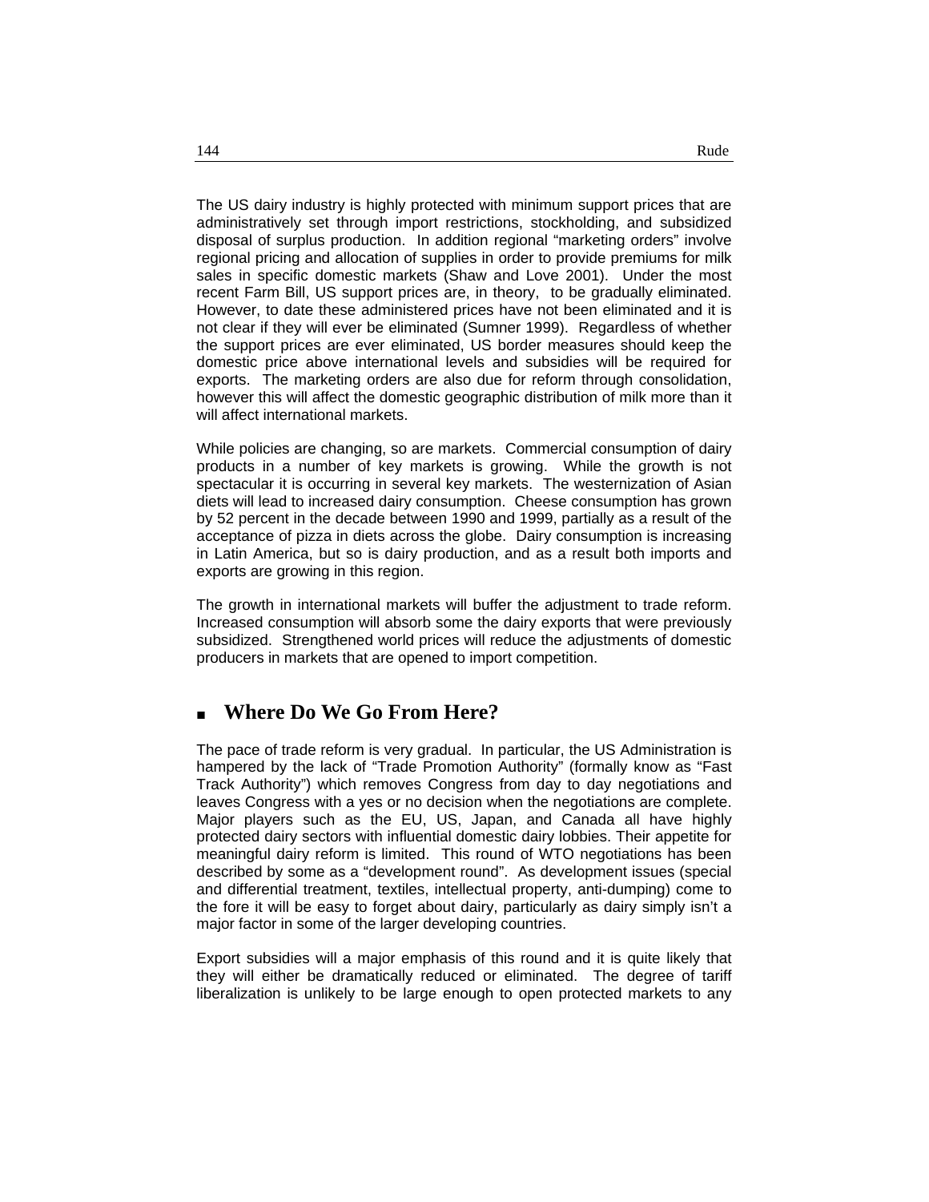The US dairy industry is highly protected with minimum support prices that are administratively set through import restrictions, stockholding, and subsidized disposal of surplus production. In addition regional "marketing orders" involve regional pricing and allocation of supplies in order to provide premiums for milk sales in specific domestic markets (Shaw and Love 2001). Under the most recent Farm Bill, US support prices are, in theory, to be gradually eliminated. However, to date these administered prices have not been eliminated and it is not clear if they will ever be eliminated (Sumner 1999). Regardless of whether the support prices are ever eliminated, US border measures should keep the domestic price above international levels and subsidies will be required for exports. The marketing orders are also due for reform through consolidation, however this will affect the domestic geographic distribution of milk more than it will affect international markets.

While policies are changing, so are markets. Commercial consumption of dairy products in a number of key markets is growing. While the growth is not spectacular it is occurring in several key markets. The westernization of Asian diets will lead to increased dairy consumption. Cheese consumption has grown by 52 percent in the decade between 1990 and 1999, partially as a result of the acceptance of pizza in diets across the globe. Dairy consumption is increasing in Latin America, but so is dairy production, and as a result both imports and exports are growing in this region.

The growth in international markets will buffer the adjustment to trade reform. Increased consumption will absorb some the dairy exports that were previously subsidized. Strengthened world prices will reduce the adjustments of domestic producers in markets that are opened to import competition.

## Where Do We Go From Here?

The pace of trade reform is very gradual. In particular, the US Administration is hampered by the lack of "Trade Promotion Authority" (formally know as "Fast Track Authority") which removes Congress from day to day negotiations and leaves Congress with a yes or no decision when the negotiations are complete. Major players such as the EU, US, Japan, and Canada all have highly protected dairy sectors with influential domestic dairy lobbies. Their appetite for meaningful dairy reform is limited. This round of WTO negotiations has been described by some as a "development round". As development issues (special and differential treatment, textiles, intellectual property, anti-dumping) come to the fore it will be easy to forget about dairy, particularly as dairy simply isn't a major factor in some of the larger developing countries.

Export subsidies will a major emphasis of this round and it is quite likely that they will either be dramatically reduced or eliminated. The degree of tariff liberalization is unlikely to be large enough to open protected markets to any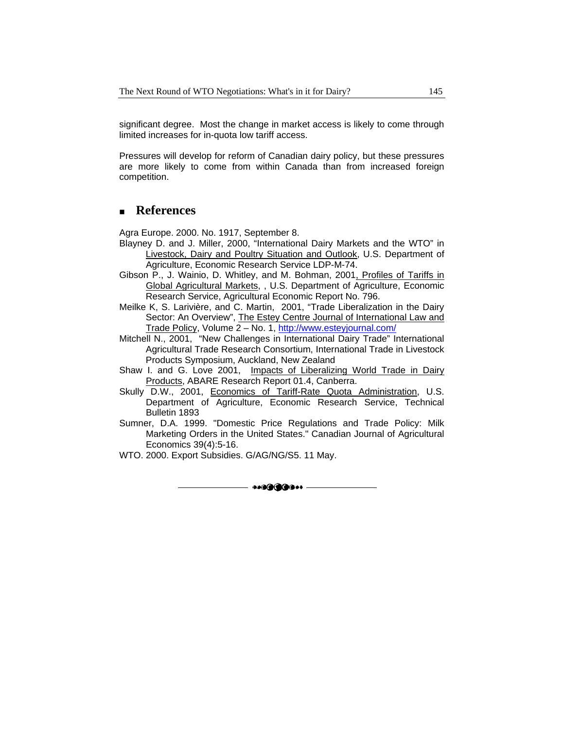significant degree. Most the change in market access is likely to come through limited increases for in-quota low tariff access.

Pressures will develop for reform of Canadian dairy policy, but these pressures are more likely to come from within Canada than from increased foreign competition.

## References

Agra Europe. 2000. No. 1917, September 8.

Blayney D. and J. Miller, 2000, "International Dairy Markets and the WTO" in Livestock, Dairy and Poultry Situation and Outlook, U.S. Department of Agriculture, Economic Research Service LDP-M-74.

Gibson P., J. Wainio, D. Whitley, and M. Bohman, 2001, Profiles of Tariffs in Global Agricultural Markets, , U.S. Department of Agriculture, Economic Research Service, Agricultural Economic Report No. 796.

Meilke K, S. Larivière, and C. Martin, 2001, "Trade Liberalization in the Dairy Sector: An Overview", The Estey Centre Journal of International Law and Trade Policy, Volume 2 – No. 1, http://www.esteyjournal.com/

Mitchell N., 2001, "New Challenges in International Dairy Trade" International Agricultural Trade Research Consortium, International Trade in Livestock Products Symposium, Auckland, New Zealand

Shaw I. and G. Love 2001, Impacts of Liberalizing World Trade in Dairy Products, ABARE Research Report 01.4, Canberra.

Skully D.W., 2001, Economics of Tariff-Rate Quota Administration, U.S. Department of Agriculture, Economic Research Service, Technical Bulletin 1893

Sumner, D.A. 1999. "Domestic Price Regulations and Trade Policy: Milk Marketing Orders in the United States." Canadian Journal of Agricultural Economics 39(4):5-16.

WTO. 2000. Export Subsidies. G/AG/NG/S5. 11 May.